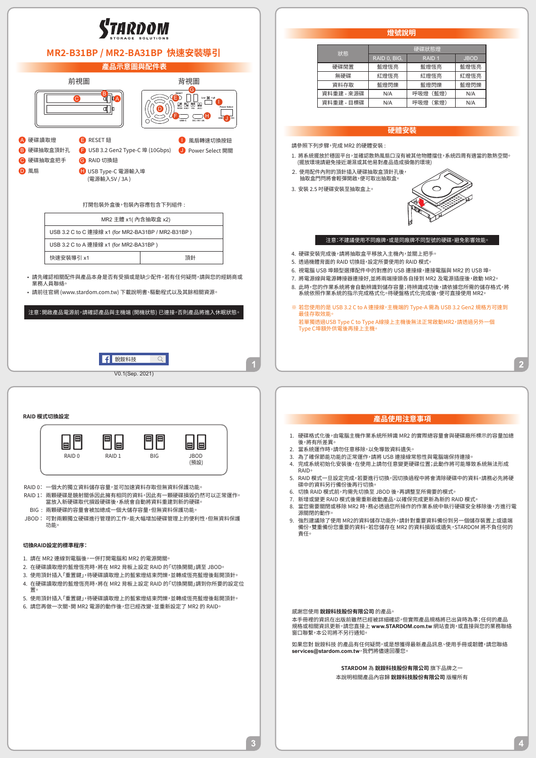# STARDOM
STORAGE SOLUTIONS

## MR2-B31BP / MR2-BA31BP 快速安裝導引

### 產品示意圖與配件表

前視圖　　背視圖

- A 硬碟讀取燈
- B 硬碟抽取盒頂針孔
- C 硬碟抽取盒把手
- D 風扇
- E RESET 鈕
- F USB 3.2 Gen2 Type-C 埠 (10Gbps)
- G RAID 切換鈕
- H USB Type-C 電源輸入埠 (電源輸入5V / 3A )
- I 風扇轉速切換按鈕
- J Power Select 開關

打開包裝外盒後，包裝內容應包含下列組件：

| MR2 主體 x1( 內含抽取盒 x2) | |
|---|---|
| USB 3.2 C to C 連接線 x1 (for MR2-BA31BP / MR2-B31BP ) | |
| USB 3.2 C to A 連接線 x1 (for MR2-B31BP ) | |
| 快速安裝導引 x1 | 頂針 |

- 請先確認相關配件與產品本身是否有受損或是缺少配件，若有任何疑問，請與您的經銷商或業務人員聯絡。
- 請前往官網 (www.stardom.com.tw) 下載說明書、驅動程式以及其餘相關資源。

注意：開啟產品電源前，請確認產品與主機端 (開機狀態) 已連接，否則產品將進入休眠狀態。

鋭銨科技

V0.1(Sep. 2021)

### 燈號說明

| 狀態 | 硬碟狀態燈 | | |
|---|---|---|---|
| | RAID 0, BIG, | RAID 1 | JBOD |
| 硬碟閒置 | 藍燈恆亮 | 藍燈恆亮 | 藍燈恆亮 |
| 無硬碟 | 紅燈恆亮 | 紅燈恆亮 | 紅燈恆亮 |
| 資料存取 | 藍燈閃爍 | 藍燈閃爍 | 藍燈閃爍 |
| 資料重建 - 來源碟 | N/A | 呼吸燈 (藍燈) | N/A |
| 資料重建 - 目標碟 | N/A | 呼吸燈 (紫燈) | N/A |

### 硬體安裝

請參照下列步驟，完成 MR2 的硬體安裝：

1. 將系統擺放於穩固平台，並確認散熱風扇口沒有被其他物體擋住，系統四周有適當的散熱空間。(擺放環境請避免接近潮濕或其他易對產品造成損傷的環境)
2. 使用配件內附的頂針插入硬碟抽取盒頂針孔後，抽取盒門閂將會輕彈開啟，便可取出抽取盒。
3. 安裝 2.5 吋硬碟安裝至抽取盒上。

注意：不建議使用不同廠牌，或是同廠牌不同型號的硬碟，避免影響效能。

4. 硬碟安裝完成後，請將抽取盒平移放入主機內，並關上把手。
5. 透過機體背面的 RAID 切換鈕，設定所要使用的 RAID 模式。
6. 視電腦 USB 埠類型選擇配件中的對應的 USB 連接線，連接電腦與 MR2 的 USB 埠。
7. 將電源線與電源轉換器連接好，並將兩端接頭各自接到 MR2 及電源插座後，啟動 MR2。
8. 此時，您的作業系統將會自動辨識到儲存容量；待辨識成功後，請依據您所需的儲存格式，將系統依照作業系統的指示完成格式化。待硬盤格式化完成後，便可直接使用 MR2。

※ 若您使用的是 USB 3.2 C to A 連接線，主機端的 Type-A 需為 USB 3.2 Gen2 規格方可達到最佳存取效能。
若單獨透過USB Type C to Type A線接上主機後無法正常啟動MR2，請透過另外一個Type C接額外供電後再接上主機。

### RAID 模式切換設定

RAID 0　RAID 1　BIG　JBOD (預設)

RAID 0：一個大的獨立資料儲存容量，並可加速資料存取但無資料保護功能。
RAID 1：兩顆硬碟是鏡射關係因此擁有相同的資料，因此有一顆硬碟損毀仍然可以正常運作。當放入新硬碟取代損毀硬碟後，系統會自動將資料重建到新的硬碟。
BIG：兩顆硬碟的容量會被加總成一個大儲存容量，但無資料保護功能。
JBOD：可對兩顆獨立硬碟進行管理的工作，能大幅增加硬碟管理上的便利性，但無資料保護功能。

#### 切換RAID設定的標準程序：

1. 請在 MR2 連線到電腦後，一併打開電腦和 MR2 的電源開關。
2. 在硬碟讀取燈的藍燈恆亮時，將在 MR2 背板上設定 RAID 的「切換開關」調至 JBOD。
3. 使用頂針插入「重置鍵」，待硬碟讀取燈上的藍紫燈結束閃爍，並轉成恆亮藍燈後鬆開頂針。
4. 在硬碟讀取燈的藍燈恆亮時，將在 MR2 背板上設定 RAID 的「切換開關」調到你所要的設定位置。
5. 使用頂針插入「重置鍵」，待硬碟讀取燈上的藍紫燈結束閃爍，並轉成恆亮藍燈後鬆開頂針。
6. 請您再做一次關、開 MR2 電源的動作後，您已經改變、並重新設定了 MR2 的 RAID。

### 產品使用注意事項

1. 硬碟格式化後，由電腦主機作業系統所辨識 MR2 的實際總容量會與硬碟廠所標示的容量加總後，將有所差異。
2. 當系統運作時，請勿任意移除，以免導致資料遺失。
3. 為了確保節能功能的正常運作，請將 USB 連接線常態性與電腦端保持連接。
4. 完成系統初始化安裝後，在使用上請勿任意變更硬碟位置；此動作將可能導致系統無法成 RAID。
5. RAID 模式一旦設定完成，若要進行切換，因切換過程中將會清除硬碟中的資料，請務必先將硬碟中的資料另行備份後再行切換。
6. 切換 RAID 模式前，均需先切換至 JBOD 後，再調整至所需要的模式。
7. 新增或變更 RAID 模式後需重新啟動產品，以確保完成更新為新的 RAID 模式。
8. 當您需要關閉或移除 MR2 時，務必透過您所操作的作業系統中執行硬碟安全移除後，方進行電源關閉的動作。
9. 強烈建議除了使用 MR2的資料儲存功能外，請針對重要資料備份到另一個儲存裝置上或遠端備份，雙重備份您重要的資料。若您儲存在 MR2 的資料損毀或遺失，STARDOM 將不負任何的責任。

感謝您使用 **銳銨科技股份有限公司** 的產品。
本手冊裡的資訊在出版前雖然已經被詳細確認，但實際產品規格將已出貨時為準；任何的產品規格或相關資訊更新，請您直接上 **www.STARDOM.com.tw** 網站查詢，或直接與您的業務聯絡窗口聯繫，本公司將不另行通知。

如果您對 銳銨科技 的產品有任何疑問，或是想獲得最新產品訊息、使用手冊或韌體，請您聯絡 **services@stardom.com.tw**，我們將儘速回覆您。

STARDOM 為 **銳銨科技股份有限公司** 旗下品牌之一
本說明相關產品內容歸 **銳銨科技股份有限公司** 版權所有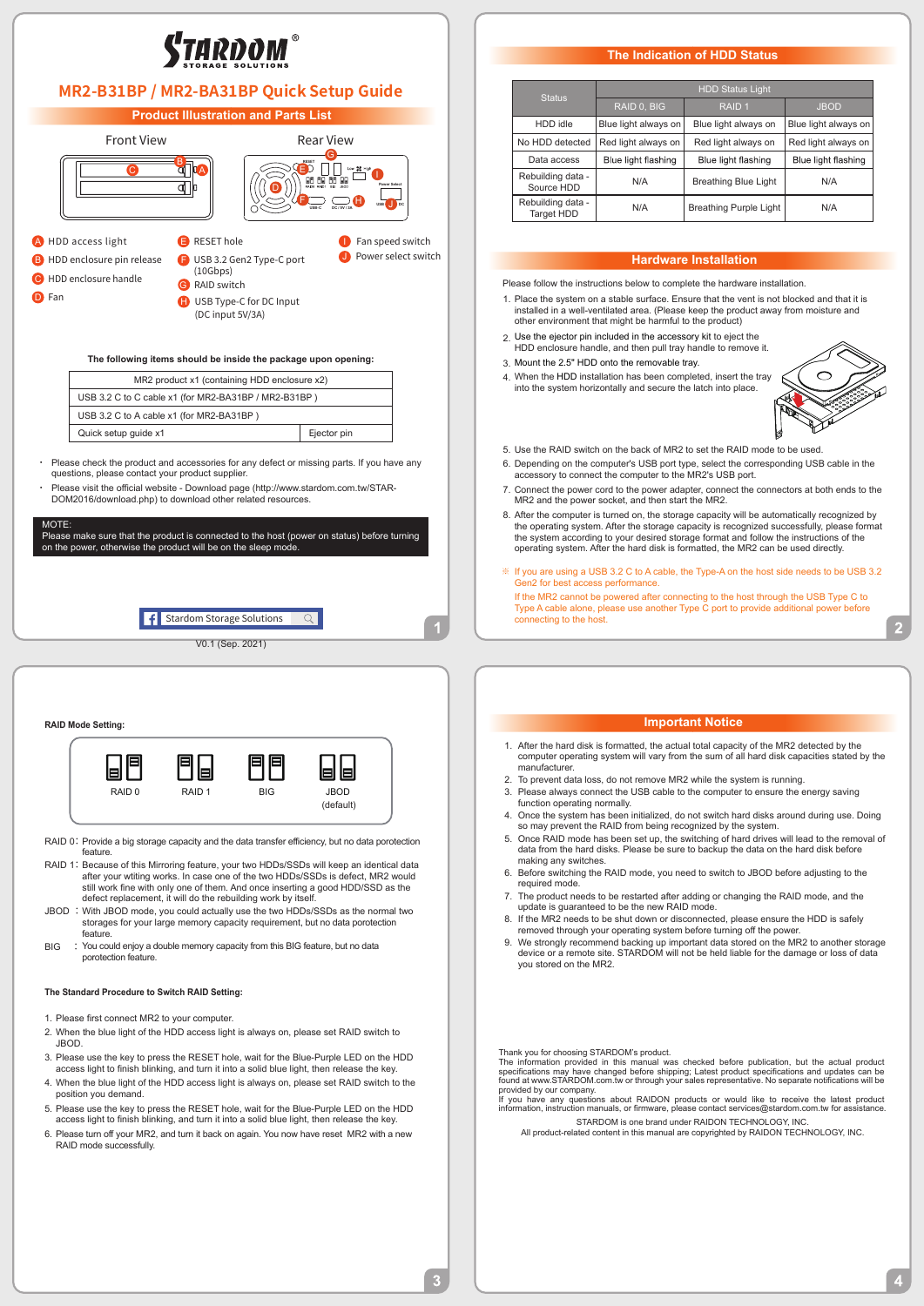# MR2-B31BP / MR2-BA31BP Quick Setup Guide

## Product Illustration and Parts List

Front View

Rear View

- A HDD access light
- B HDD enclosure pin release
- C HDD enclosure handle
- D Fan
- E RESET hole
- F USB 3.2 Gen2 Type-C port (10Gbps)
- G RAID switch
- H USB Type-C for DC Input (DC input 5V/3A)
- I Fan speed switch
- J Power select switch

**The following items should be inside the package upon opening:**

| | |
|---|---|
| MR2 product x1 (containing HDD enclosure x2) | |
| USB 3.2 C to C cable x1 (for MR2-BA31BP / MR2-B31BP ) | |
| USB 3.2 C to A cable x1 (for MR2-BA31BP ) | |
| Quick setup guide x1 | Ejector pin |

- Please check the product and accessories for any defect or missing parts. If you have any questions, please contact your product supplier.
- Please visit the official website - Download page (http://www.stardom.com.tw/STAR-DOM2016/download.php) to download other related resources.

MOTE:
Please make sure that the product is connected to the host (power on status) before turning on the power, otherwise the product will be on the sleep mode.

Stardom Storage Solutions

V0.1 (Sep. 2021)

## The Indication of HDD Status

| Status | HDD Status Light | | |
|---|---|---|---|
| | RAID 0, BIG | RAID 1 | JBOD |
| HDD idle | Blue light always on | Blue light always on | Blue light always on |
| No HDD detected | Red light always on | Red light always on | Red light always on |
| Data access | Blue light flashing | Blue light flashing | Blue light flashing |
| Rebuilding data - Source HDD | N/A | Breathing Blue Light | N/A |
| Rebuilding data - Target HDD | N/A | Breathing Purple Light | N/A |

## Hardware Installation

Please follow the instructions below to complete the hardware installation.

1. Place the system on a stable surface. Ensure that the vent is not blocked and that it is installed in a well-ventilated area. (Please keep the product away from moisture and other environment that might be harmful to the product)
2. Use the ejector pin included in the accessory kit to eject the HDD enclosure handle, and then pull tray handle to remove it.
3. Mount the 2.5" HDD onto the removable tray.
4. When the HDD installation has been completed, insert the tray into the system horizontally and secure the latch into place.
5. Use the RAID switch on the back of MR2 to set the RAID mode to be used.
6. Depending on the computer's USB port type, select the corresponding USB cable in the accessory to connect the computer to the MR2's USB port.
7. Connect the power cord to the power adapter, connect the connectors at both ends to the MR2 and the power socket, and then start the MR2.
8. After the computer is turned on, the storage capacity will be automatically recognized by the operating system. After the storage capacity is recognized successfully, please format the system according to your desired storage format and follow the instructions of the operating system. After the hard disk is formatted, the MR2 can be used directly.

※ If you are using a USB 3.2 C to A cable, the Type-A on the host side needs to be USB 3.2 Gen2 for best access performance.
If the MR2 cannot be powered after connecting to the host through the USB Type C to Type A cable alone, please use another Type C port to provide additional power before connecting to the host.

**RAID Mode Setting:**

RAID 0 | RAID 1 | BIG | JBOD (default)

RAID 0：Provide a big storage capacity and the data transfer efficiency, but no data porotection feature.

RAID 1：Because of this Mirroring feature, your two HDDs/SSDs will keep an identical data after your wtiting works. In case one of the two HDDs/SSDs is defect, MR2 would still work fine with only one of them. And once inserting a good HDD/SSD as the defect replacement, it will do the rebuilding work by itself.

JBOD ：With JBOD mode, you could actually use the two HDDs/SSDs as the normal two storages for your large memory capacity requirement, but no data protection feature.

BIG ：You could enjoy a double memory capacity from this BIG feature, but no data porotection feature.

**The Standard Procedure to Switch RAID Setting:**

1. Please first connect MR2 to your computer.
2. When the blue light of the HDD access light is always on, please set RAID switch to JBOD.
3. Please use the key to press the RESET hole, wait for the Blue-Purple LED on the HDD access light to finish blinking, and turn it into a solid blue light, then release the key.
4. When the blue light of the HDD access light is always on, please set RAID switch to the position you demand.
5. Please use the key to press the RESET hole, wait for the Blue-Purple LED on the HDD access light to finish blinking, and turn it into a solid blue light, then release the key.
6. Please turn off your MR2, and turn it back on again. You now have reset MR2 with a new RAID mode successfully.

## Important Notice

1. After the hard disk is formatted, the actual total capacity of the MR2 detected by the computer operating system will vary from the sum of all hard disk capacities stated by the manufacturer.
2. To prevent data loss, do not remove MR2 while the system is running.
3. Please always connect the USB cable to the computer to ensure the energy saving function operating normally.
4. Once the system has been initialized, do not switch hard disks around during use. Doing so may prevent the RAID from being recognized by the system.
5. Once RAID mode has been set up, the switching of hard drives will lead to the removal of data from the hard disks. Please be sure to backup the data on the hard disk before making any switches.
6. Before switching the RAID mode, you need to switch to JBOD before adjusting to the required mode.
7. The product needs to be restarted after adding or changing the RAID mode, and the update is guaranteed to be the new RAID mode.
8. If the MR2 needs to be shut down or disconnected, please ensure the HDD is safely removed through your operating system before turning off the power.
9. We strongly recommend backing up important data stored on the MR2 to another storage device or a remote site. STARDOM will not be held liable for the damage or loss of data you stored on the MR2.

Thank you for choosing STARDOM's product.
The information provided in this manual was checked before publication, but the actual product specifications may have changed before shipping; Latest product specifications and updates can be found at www.STARDOM.com.tw or through your sales representative. No separate notifications will be provided by our company.
If you have any questions about RAIDON products or would like to receive the latest product information, instruction manuals, or firmware, please contact services@stardom.com.tw for assistance.

STARDOM is one brand under RAIDON TECHNOLOGY, INC.
All product-related content in this manual are copyrighted by RAIDON TECHNOLOGY, INC.